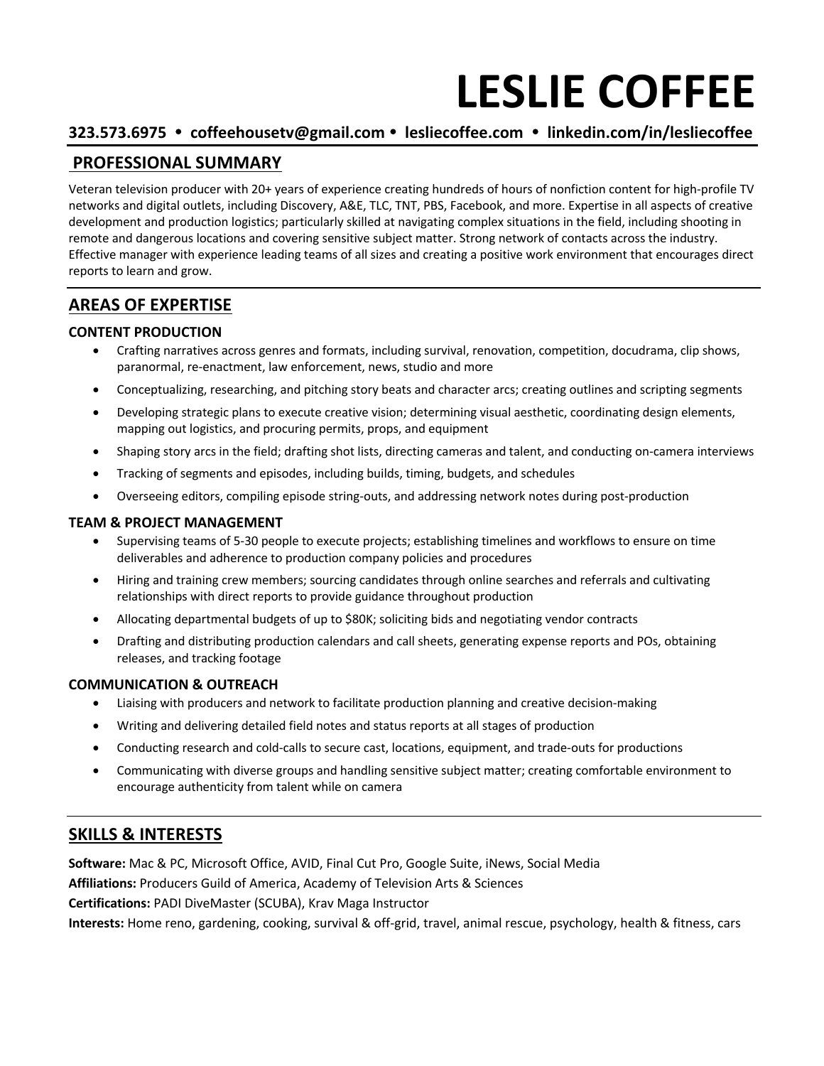# LESLIE COFFEE

**323.573.6975 • coffeehousetv@gmail.com • lesliecoffee.com • linkedin.com/in/lesliecoffee**

## PROFESSIONAL SUMMARY

Veteran television producer with 20+ years of experience creating hundreds of hours of nonfiction content for high-profile TV networks and digital outlets, including Discovery, A&E, TLC, TNT, PBS, Facebook, and more. Expertise in all aspects of creative development and production logistics; particularly skilled at navigating complex situations in the field, including shooting in remote and dangerous locations and covering sensitive subject matter. Strong network of contacts across the industry. Effective manager with experience leading teams of all sizes and creating a positive work environment that encourages direct reports to learn and grow.

## AREAS OF EXPERTISE

### CONTENT PRODUCTION

- Crafting narratives across genres and formats, including survival, renovation, competition, docudrama, clip shows, paranormal, re-enactment, law enforcement, news, studio and more
- Conceptualizing, researching, and pitching story beats and character arcs; creating outlines and scripting segments
- Developing strategic plans to execute creative vision; determining visual aesthetic, coordinating design elements, mapping out logistics, and procuring permits, props, and equipment
- Shaping story arcs in the field; drafting shot lists, directing cameras and talent, and conducting on-camera interviews
- Tracking of segments and episodes, including builds, timing, budgets, and schedules
- Overseeing editors, compiling episode string-outs, and addressing network notes during post-production

### TEAM & PROJECT MANAGEMENT

- Supervising teams of 5-30 people to execute projects; establishing timelines and workflows to ensure on time deliverables and adherence to production company policies and procedures
- Hiring and training crew members; sourcing candidates through online searches and referrals and cultivating relationships with direct reports to provide guidance throughout production
- Allocating departmental budgets of up to $80K; soliciting bids and negotiating vendor contracts
- Drafting and distributing production calendars and call sheets, generating expense reports and POs, obtaining releases, and tracking footage

### COMMUNICATION & OUTREACH

- Liaising with producers and network to facilitate production planning and creative decision-making
- Writing and delivering detailed field notes and status reports at all stages of production
- Conducting research and cold-calls to secure cast, locations, equipment, and trade-outs for productions
- Communicating with diverse groups and handling sensitive subject matter; creating comfortable environment to encourage authenticity from talent while on camera

## SKILLS & INTERESTS

**Software:** Mac & PC, Microsoft Office, AVID, Final Cut Pro, Google Suite, iNews, Social Media

**Affiliations:** Producers Guild of America, Academy of Television Arts & Sciences

**Certifications:** PADI DiveMaster (SCUBA), Krav Maga Instructor

**Interests:** Home reno, gardening, cooking, survival & off-grid, travel, animal rescue, psychology, health & fitness, cars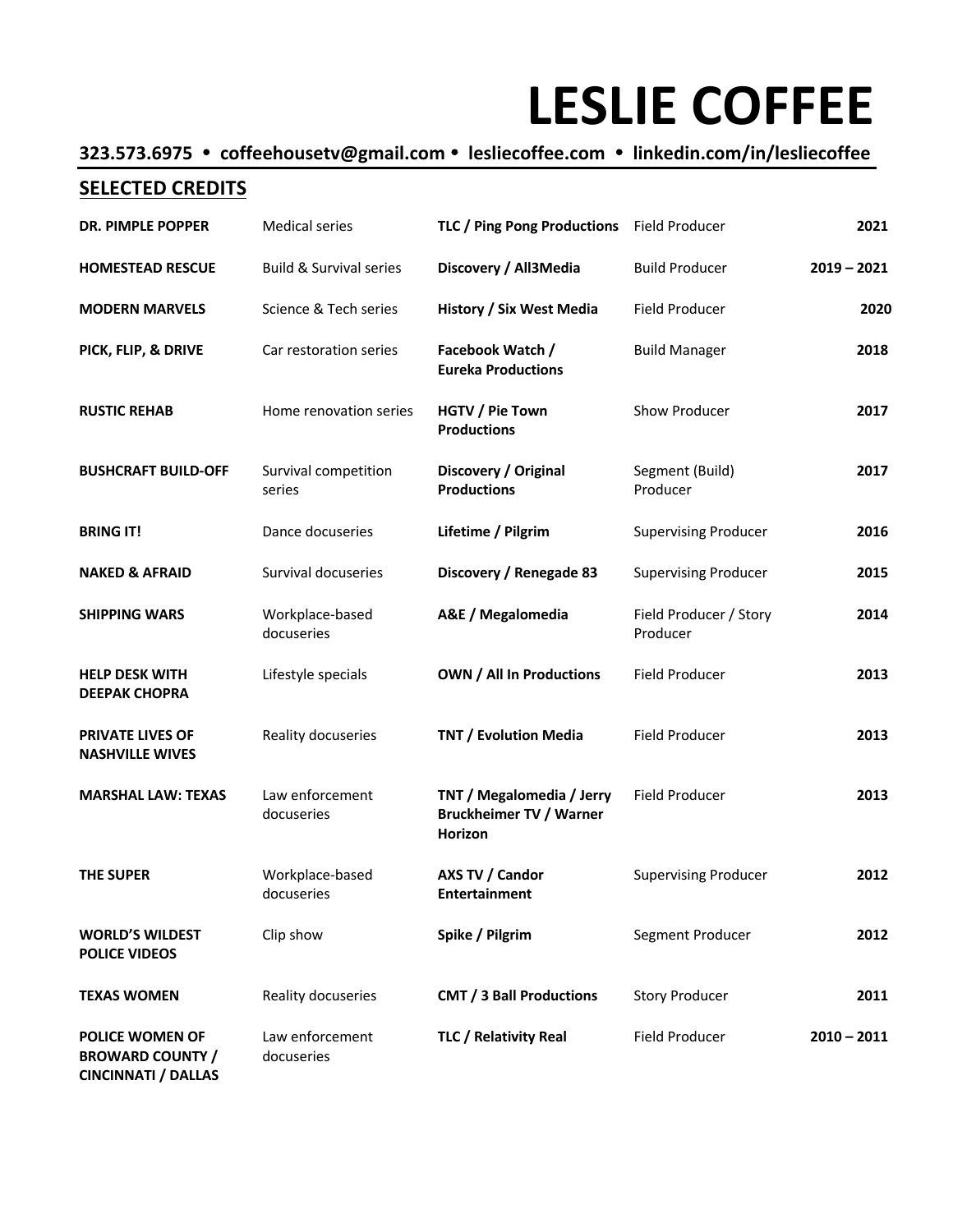# LESLIE COFFEE

**323.573.6975 • coffeehousetv@gmail.com • lesliecoffee.com • linkedin.com/in/lesliecoffee**

## SELECTED CREDITS

| Show | Type | Network / Production Company | Role | Year |
|---|---|---|---|---|
| **DR. PIMPLE POPPER** | Medical series | **TLC / Ping Pong Productions** | Field Producer | **2021** |
| **HOMESTEAD RESCUE** | Build & Survival series | **Discovery / All3Media** | Build Producer | **2019 – 2021** |
| **MODERN MARVELS** | Science & Tech series | **History / Six West Media** | Field Producer | **2020** |
| **PICK, FLIP, & DRIVE** | Car restoration series | **Facebook Watch / Eureka Productions** | Build Manager | **2018** |
| **RUSTIC REHAB** | Home renovation series | **HGTV / Pie Town Productions** | Show Producer | **2017** |
| **BUSHCRAFT BUILD-OFF** | Survival competition series | **Discovery / Original Productions** | Segment (Build) Producer | **2017** |
| **BRING IT!** | Dance docuseries | **Lifetime / Pilgrim** | Supervising Producer | **2016** |
| **NAKED & AFRAID** | Survival docuseries | **Discovery / Renegade 83** | Supervising Producer | **2015** |
| **SHIPPING WARS** | Workplace-based docuseries | **A&E / Megalomedia** | Field Producer / Story Producer | **2014** |
| **HELP DESK WITH DEEPAK CHOPRA** | Lifestyle specials | **OWN / All In Productions** | Field Producer | **2013** |
| **PRIVATE LIVES OF NASHVILLE WIVES** | Reality docuseries | **TNT / Evolution Media** | Field Producer | **2013** |
| **MARSHAL LAW: TEXAS** | Law enforcement docuseries | **TNT / Megalomedia / Jerry Bruckheimer TV / Warner Horizon** | Field Producer | **2013** |
| **THE SUPER** | Workplace-based docuseries | **AXS TV / Candor Entertainment** | Supervising Producer | **2012** |
| **WORLD'S WILDEST POLICE VIDEOS** | Clip show | **Spike / Pilgrim** | Segment Producer | **2012** |
| **TEXAS WOMEN** | Reality docuseries | **CMT / 3 Ball Productions** | Story Producer | **2011** |
| **POLICE WOMEN OF BROWARD COUNTY / CINCINNATI / DALLAS** | Law enforcement docuseries | **TLC / Relativity Real** | Field Producer | **2010 – 2011** |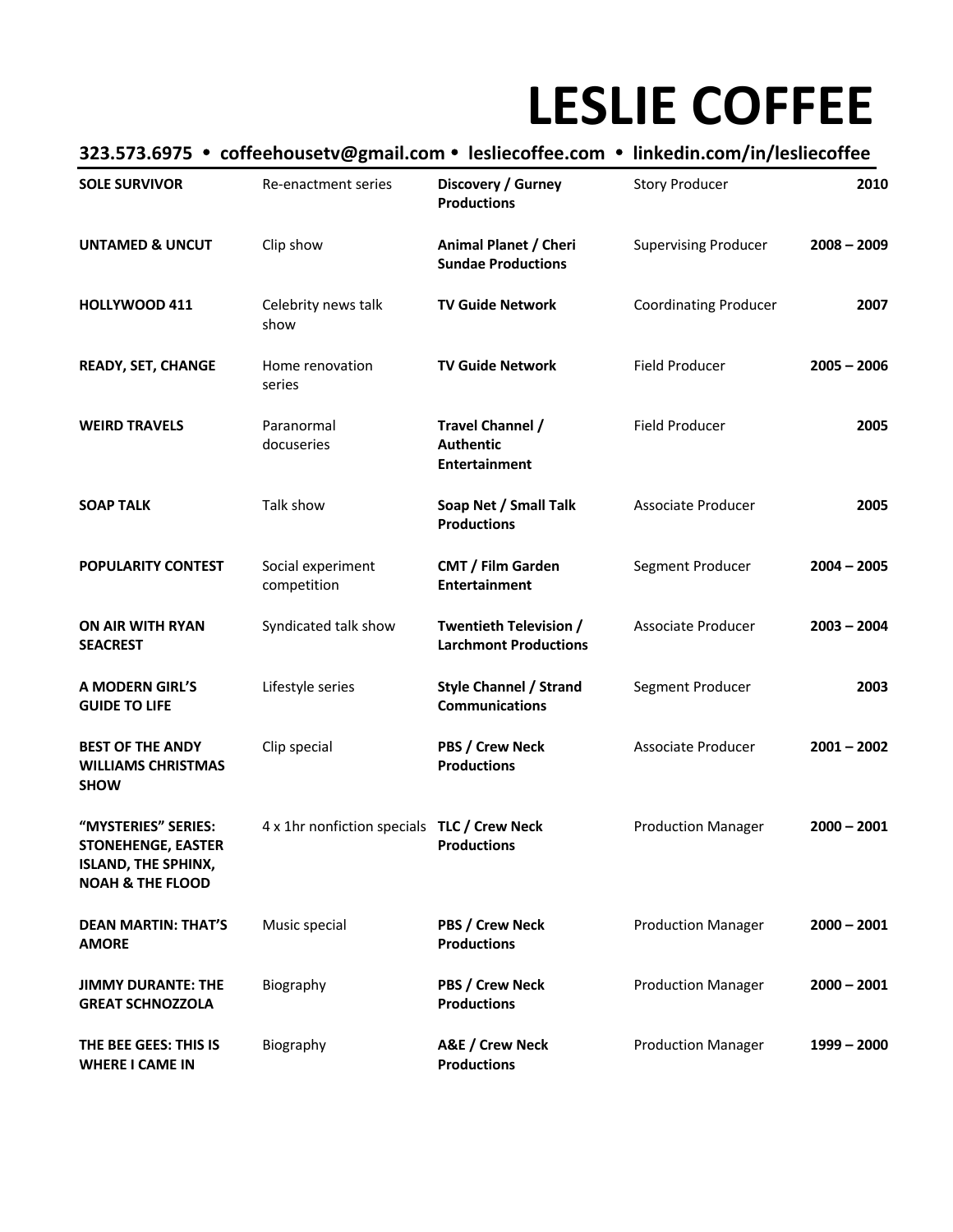# LESLIE COFFEE

**323.573.6975 • coffeehousetv@gmail.com • lesliecoffee.com • linkedin.com/in/lesliecoffee**

| | | | | |
|---|---|---|---|---|
| **SOLE SURVIVOR** | Re-enactment series | **Discovery / Gurney Productions** | Story Producer | **2010** |
| **UNTAMED & UNCUT** | Clip show | **Animal Planet / Cheri Sundae Productions** | Supervising Producer | **2008 – 2009** |
| **HOLLYWOOD 411** | Celebrity news talk show | **TV Guide Network** | Coordinating Producer | **2007** |
| **READY, SET, CHANGE** | Home renovation series | **TV Guide Network** | Field Producer | **2005 – 2006** |
| **WEIRD TRAVELS** | Paranormal docuseries | **Travel Channel / Authentic Entertainment** | Field Producer | **2005** |
| **SOAP TALK** | Talk show | **Soap Net / Small Talk Productions** | Associate Producer | **2005** |
| **POPULARITY CONTEST** | Social experiment competition | **CMT / Film Garden Entertainment** | Segment Producer | **2004 – 2005** |
| **ON AIR WITH RYAN SEACREST** | Syndicated talk show | **Twentieth Television / Larchmont Productions** | Associate Producer | **2003 – 2004** |
| **A MODERN GIRL'S GUIDE TO LIFE** | Lifestyle series | **Style Channel / Strand Communications** | Segment Producer | **2003** |
| **BEST OF THE ANDY WILLIAMS CHRISTMAS SHOW** | Clip special | **PBS / Crew Neck Productions** | Associate Producer | **2001 – 2002** |
| **"MYSTERIES" SERIES: STONEHENGE, EASTER ISLAND, THE SPHINX, NOAH & THE FLOOD** | 4 x 1hr nonfiction specials | **TLC / Crew Neck Productions** | Production Manager | **2000 – 2001** |
| **DEAN MARTIN: THAT'S AMORE** | Music special | **PBS / Crew Neck Productions** | Production Manager | **2000 – 2001** |
| **JIMMY DURANTE: THE GREAT SCHNOZZOLA** | Biography | **PBS / Crew Neck Productions** | Production Manager | **2000 – 2001** |
| **THE BEE GEES: THIS IS WHERE I CAME IN** | Biography | **A&E / Crew Neck Productions** | Production Manager | **1999 – 2000** |